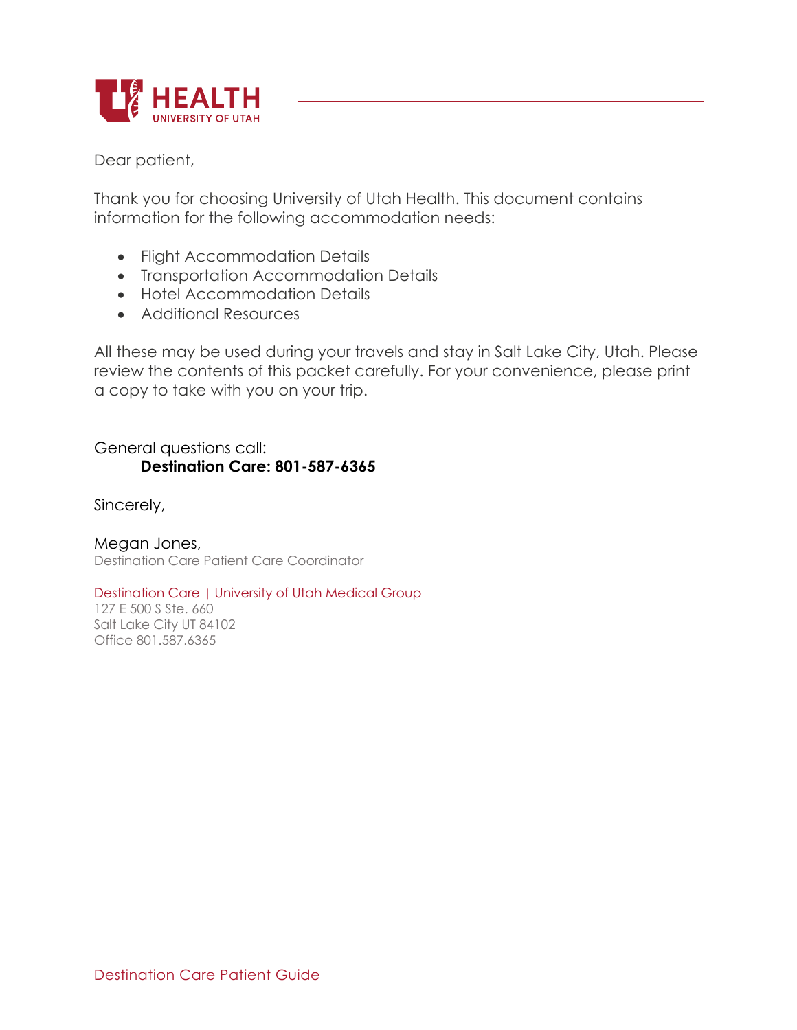Dear patient,

Thank you for choosing University of Utah Health. This document contains information for the following accommodation needs:

- Flight Accommodation Details
- Transportation Accommodation Details
- Hotel Accommodation Details
- Additional Resources

All these may be used during your travels and stay in Salt Lake City, Utah. Please review the contents of this packet carefully. For your convenience, please print a copy to take with you on your trip.

General questions call:
**Destination Care: 801-587-6365**

Sincerely,

Megan Jones,
Destination Care Patient Care Coordinator

Destination Care | University of Utah Medical Group
127 E 500 S Ste. 660
Salt Lake City UT 84102
Office 801.587.6365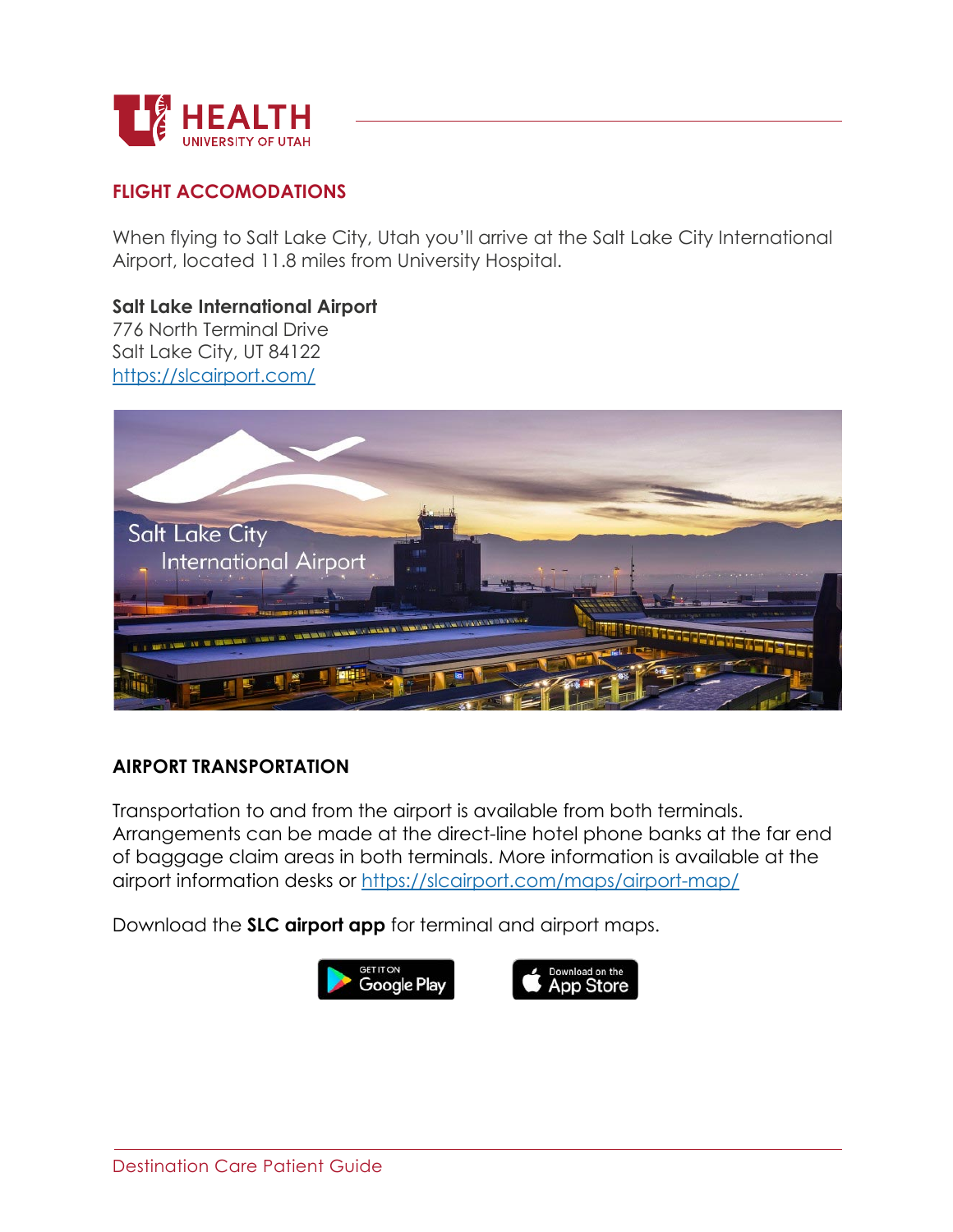## FLIGHT ACCOMODATIONS

When flying to Salt Lake City, Utah you'll arrive at the Salt Lake City International Airport, located 11.8 miles from University Hospital.

**Salt Lake International Airport**
776 North Terminal Drive
Salt Lake City, UT 84122
https://slcairport.com/

## AIRPORT TRANSPORTATION

Transportation to and from the airport is available from both terminals. Arrangements can be made at the direct-line hotel phone banks at the far end of baggage claim areas in both terminals. More information is available at the airport information desks or https://slcairport.com/maps/airport-map/

Download the **SLC airport app** for terminal and airport maps.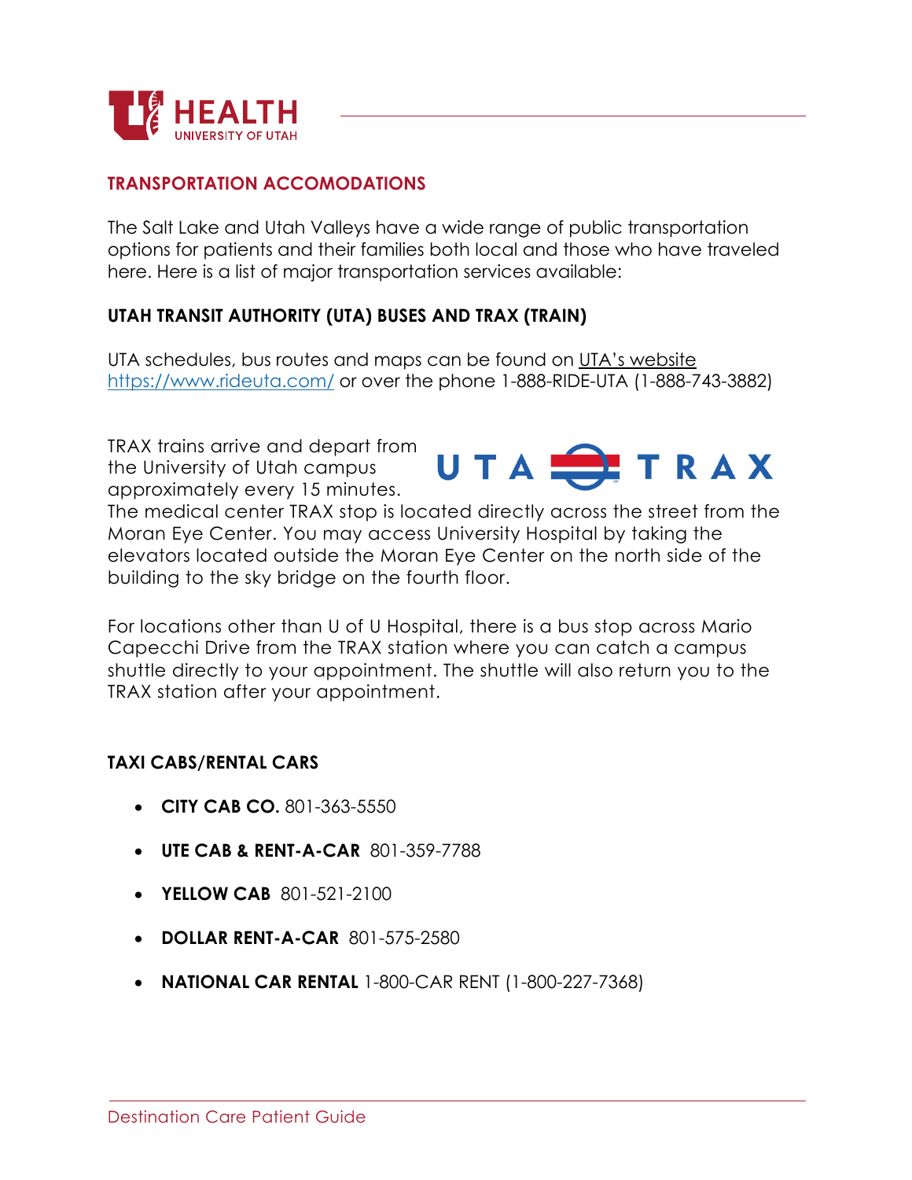## TRANSPORTATION ACCOMODATIONS

The Salt Lake and Utah Valleys have a wide range of public transportation options for patients and their families both local and those who have traveled here. Here is a list of major transportation services available:

### UTAH TRANSIT AUTHORITY (UTA) BUSES AND TRAX (TRAIN)

UTA schedules, bus routes and maps can be found on UTA's website https://www.rideuta.com/ or over the phone 1-888-RIDE-UTA (1-888-743-3882)

TRAX trains arrive and depart from the University of Utah campus approximately every 15 minutes. The medical center TRAX stop is located directly across the street from the Moran Eye Center. You may access University Hospital by taking the elevators located outside the Moran Eye Center on the north side of the building to the sky bridge on the fourth floor.

For locations other than U of U Hospital, there is a bus stop across Mario Capecchi Drive from the TRAX station where you can catch a campus shuttle directly to your appointment. The shuttle will also return you to the TRAX station after your appointment.

### TAXI CABS/RENTAL CARS

- **CITY CAB CO.** 801-363-5550
- **UTE CAB & RENT-A-CAR** 801-359-7788
- **YELLOW CAB** 801-521-2100
- **DOLLAR RENT-A-CAR** 801-575-2580
- **NATIONAL CAR RENTAL** 1-800-CAR RENT (1-800-227-7368)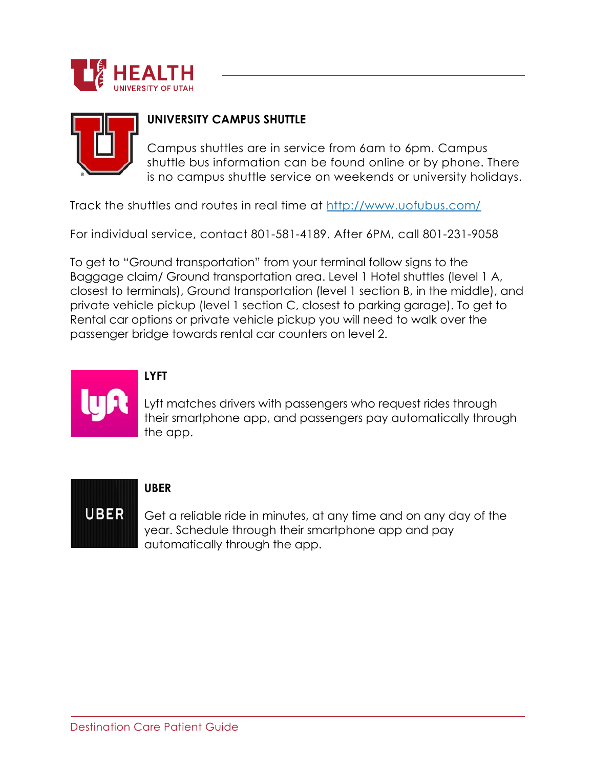## UNIVERSITY CAMPUS SHUTTLE

Campus shuttles are in service from 6am to 6pm. Campus shuttle bus information can be found online or by phone. There is no campus shuttle service on weekends or university holidays.

Track the shuttles and routes in real time at [http://www.uofubus.com/](http://www.uofubus.com/)

For individual service, contact 801-581-4189. After 6PM, call 801-231-9058

To get to "Ground transportation" from your terminal follow signs to the Baggage claim/ Ground transportation area. Level 1 Hotel shuttles (level 1 A, closest to terminals), Ground transportation (level 1 section B, in the middle), and private vehicle pickup (level 1 section C, closest to parking garage). To get to Rental car options or private vehicle pickup you will need to walk over the passenger bridge towards rental car counters on level 2.

## LYFT

Lyft matches drivers with passengers who request rides through their smartphone app, and passengers pay automatically through the app.

## UBER

Get a reliable ride in minutes, at any time and on any day of the year. Schedule through their smartphone app and pay automatically through the app.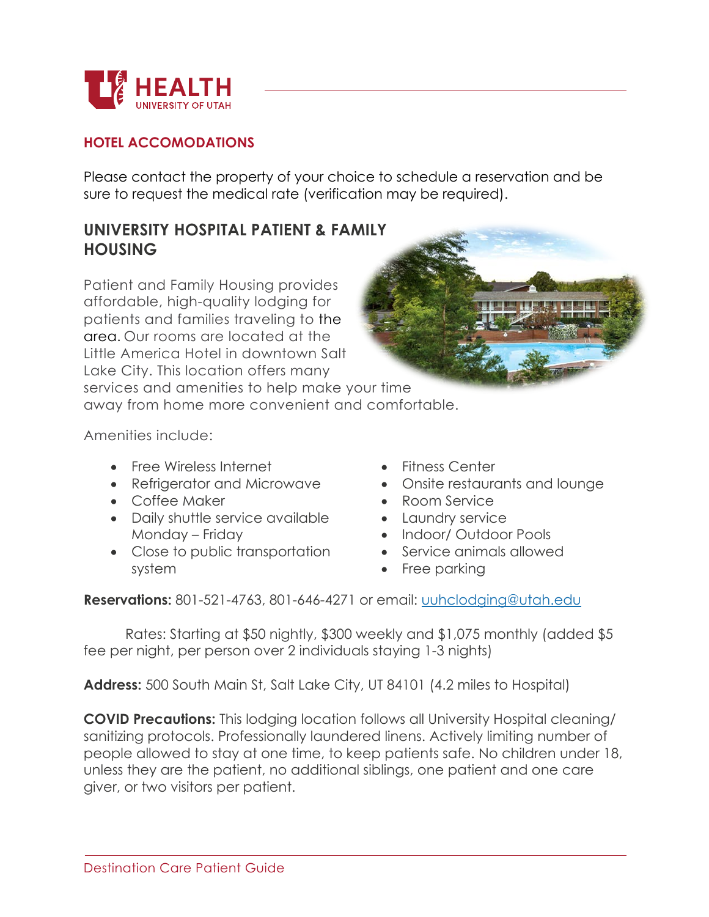## HOTEL ACCOMODATIONS

Please contact the property of your choice to schedule a reservation and be sure to request the medical rate (verification may be required).

### UNIVERSITY HOSPITAL PATIENT & FAMILY HOUSING

Patient and Family Housing provides affordable, high-quality lodging for patients and families traveling to the area. Our rooms are located at the Little America Hotel in downtown Salt Lake City. This location offers many services and amenities to help make your time away from home more convenient and comfortable.

Amenities include:

- Free Wireless Internet
- Refrigerator and Microwave
- Coffee Maker
- Daily shuttle service available Monday – Friday
- Close to public transportation system
- Fitness Center
- Onsite restaurants and lounge
- Room Service
- Laundry service
- Indoor/ Outdoor Pools
- Service animals allowed
- Free parking

**Reservations:** 801-521-4763, 801-646-4271 or email: uuhclodging@utah.edu

Rates: Starting at $50 nightly, $300 weekly and $1,075 monthly (added $5 fee per night, per person over 2 individuals staying 1-3 nights)

**Address:** 500 South Main St, Salt Lake City, UT 84101 (4.2 miles to Hospital)

**COVID Precautions:** This lodging location follows all University Hospital cleaning/ sanitizing protocols. Professionally laundered linens. Actively limiting number of people allowed to stay at one time, to keep patients safe. No children under 18, unless they are the patient, no additional siblings, one patient and one care giver, or two visitors per patient.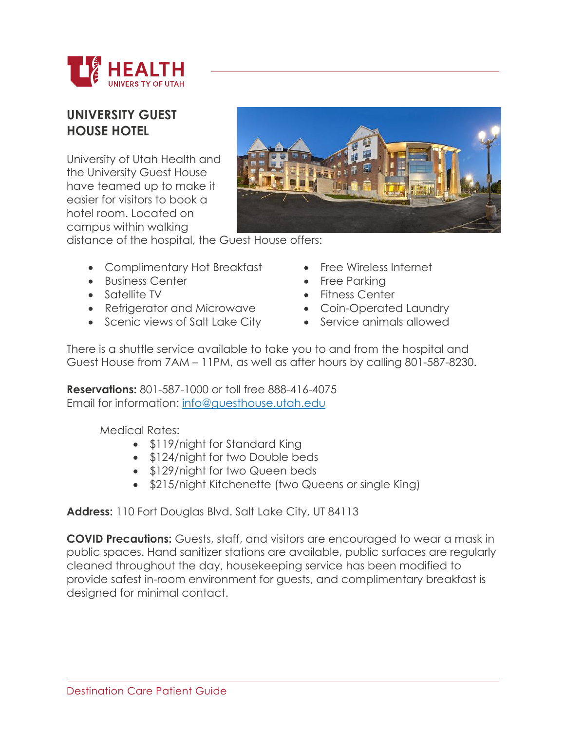# UNIVERSITY GUEST HOUSE HOTEL

University of Utah Health and the University Guest House have teamed up to make it easier for visitors to book a hotel room. Located on campus within walking distance of the hospital, the Guest House offers:

- Complimentary Hot Breakfast
- Business Center
- Satellite TV
- Refrigerator and Microwave
- Scenic views of Salt Lake City
- Free Wireless Internet
- Free Parking
- Fitness Center
- Coin-Operated Laundry
- Service animals allowed

There is a shuttle service available to take you to and from the hospital and Guest House from 7AM – 11PM, as well as after hours by calling 801-587-8230.

**Reservations:** 801-587-1000 or toll free 888-416-4075
Email for information: info@guesthouse.utah.edu

Medical Rates:

- $119/night for Standard King
- $124/night for two Double beds
- $129/night for two Queen beds
- $215/night Kitchenette (two Queens or single King)

**Address:** 110 Fort Douglas Blvd. Salt Lake City, UT 84113

**COVID Precautions:** Guests, staff, and visitors are encouraged to wear a mask in public spaces. Hand sanitizer stations are available, public surfaces are regularly cleaned throughout the day, housekeeping service has been modified to provide safest in-room environment for guests, and complimentary breakfast is designed for minimal contact.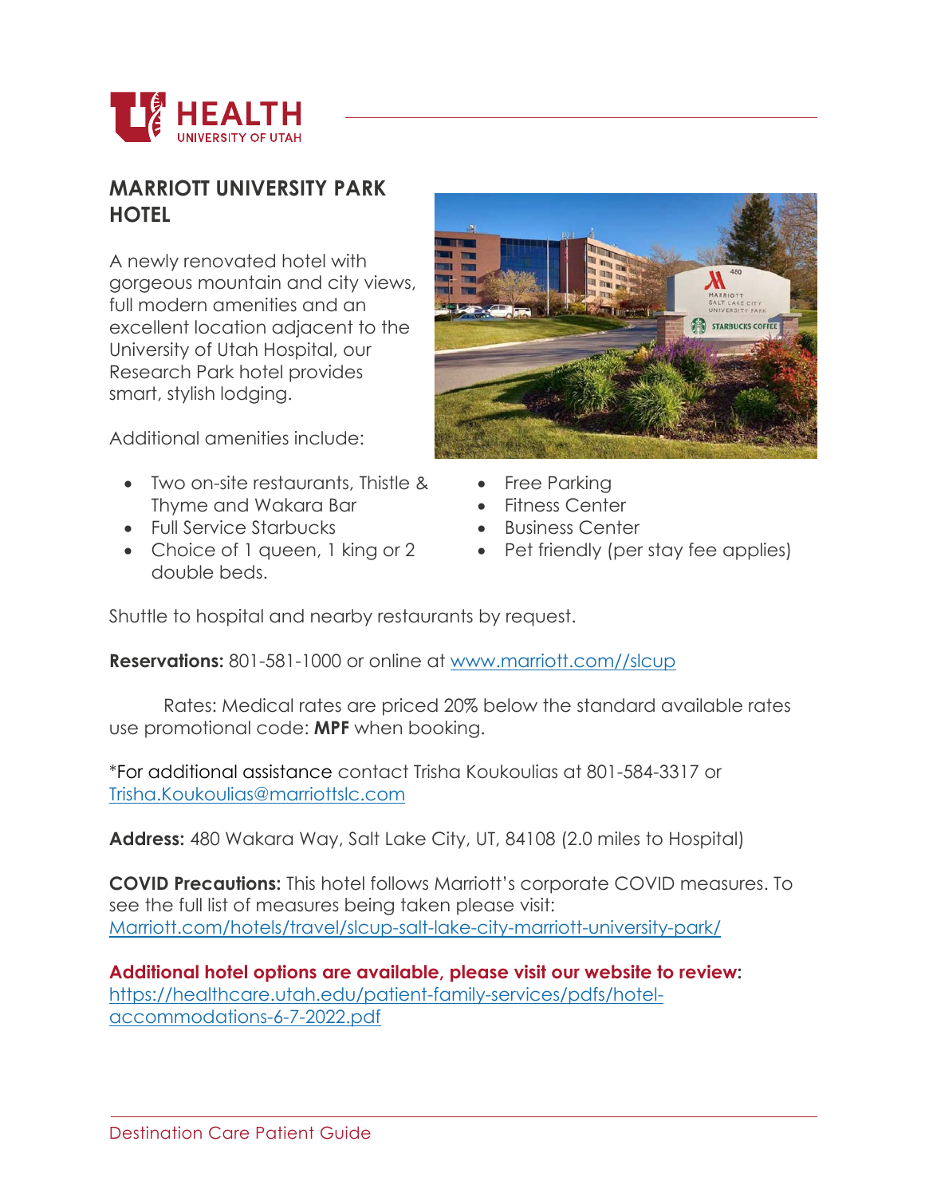## MARRIOTT UNIVERSITY PARK HOTEL

A newly renovated hotel with gorgeous mountain and city views, full modern amenities and an excellent location adjacent to the University of Utah Hospital, our Research Park hotel provides smart, stylish lodging.

Additional amenities include:

- Two on-site restaurants, Thistle & Thyme and Wakara Bar
- Full Service Starbucks
- Choice of 1 queen, 1 king or 2 double beds.
- Free Parking
- Fitness Center
- Business Center
- Pet friendly (per stay fee applies)

Shuttle to hospital and nearby restaurants by request.

**Reservations:** 801-581-1000 or online at [www.marriott.com//slcup](www.marriott.com//slcup)

Rates: Medical rates are priced 20% below the standard available rates use promotional code: **MPF** when booking.

*For additional assistance contact Trisha Koukoulias at 801-584-3317 or [Trisha.Koukoulias@marriottslc.com](mailto:Trisha.Koukoulias@marriottslc.com)

**Address:** 480 Wakara Way, Salt Lake City, UT, 84108 (2.0 miles to Hospital)

**COVID Precautions:** This hotel follows Marriott's corporate COVID measures. To see the full list of measures being taken please visit: [Marriott.com/hotels/travel/slcup-salt-lake-city-marriott-university-park/](Marriott.com/hotels/travel/slcup-salt-lake-city-marriott-university-park/)

**Additional hotel options are available, please visit our website to review:** [https://healthcare.utah.edu/patient-family-services/pdfs/hotel-accommodations-6-7-2022.pdf](https://healthcare.utah.edu/patient-family-services/pdfs/hotel-accommodations-6-7-2022.pdf)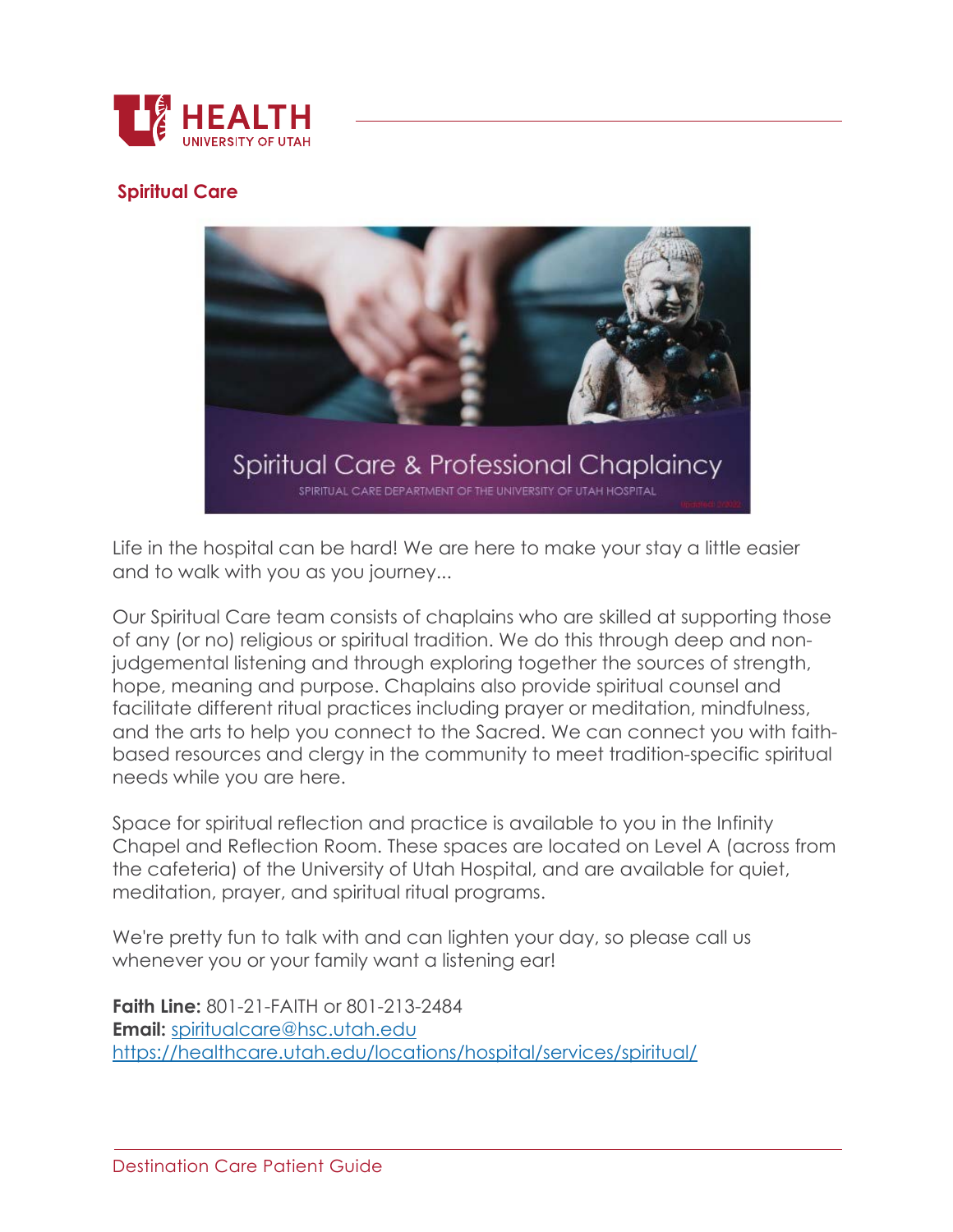## Spiritual Care

Life in the hospital can be hard! We are here to make your stay a little easier and to walk with you as you journey...

Our Spiritual Care team consists of chaplains who are skilled at supporting those of any (or no) religious or spiritual tradition. We do this through deep and non-judgemental listening and through exploring together the sources of strength, hope, meaning and purpose. Chaplains also provide spiritual counsel and facilitate different ritual practices including prayer or meditation, mindfulness, and the arts to help you connect to the Sacred. We can connect you with faith-based resources and clergy in the community to meet tradition-specific spiritual needs while you are here.

Space for spiritual reflection and practice is available to you in the Infinity Chapel and Reflection Room. These spaces are located on Level A (across from the cafeteria) of the University of Utah Hospital, and are available for quiet, meditation, prayer, and spiritual ritual programs.

We're pretty fun to talk with and can lighten your day, so please call us whenever you or your family want a listening ear!

**Faith Line:** 801-21-FAITH or 801-213-2484
**Email:** spiritualcare@hsc.utah.edu
https://healthcare.utah.edu/locations/hospital/services/spiritual/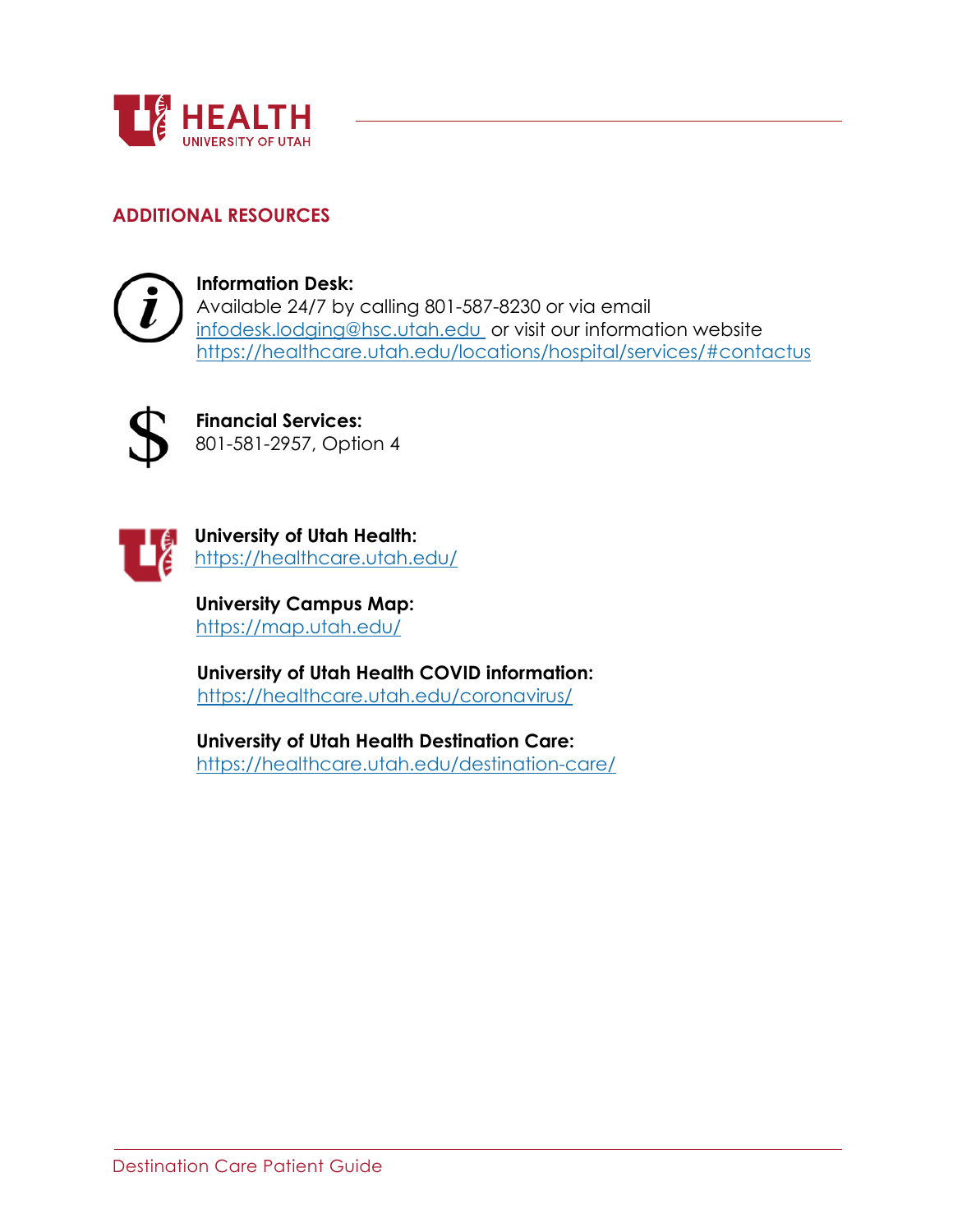## ADDITIONAL RESOURCES

**Information Desk:**
Available 24/7 by calling 801-587-8230 or via email infodesk.lodging@hsc.utah.edu or visit our information website https://healthcare.utah.edu/locations/hospital/services/#contactus

**Financial Services:**
801-581-2957, Option 4

**University of Utah Health:**
https://healthcare.utah.edu/

**University Campus Map:**
https://map.utah.edu/

**University of Utah Health COVID information:**
https://healthcare.utah.edu/coronavirus/

**University of Utah Health Destination Care:**
https://healthcare.utah.edu/destination-care/